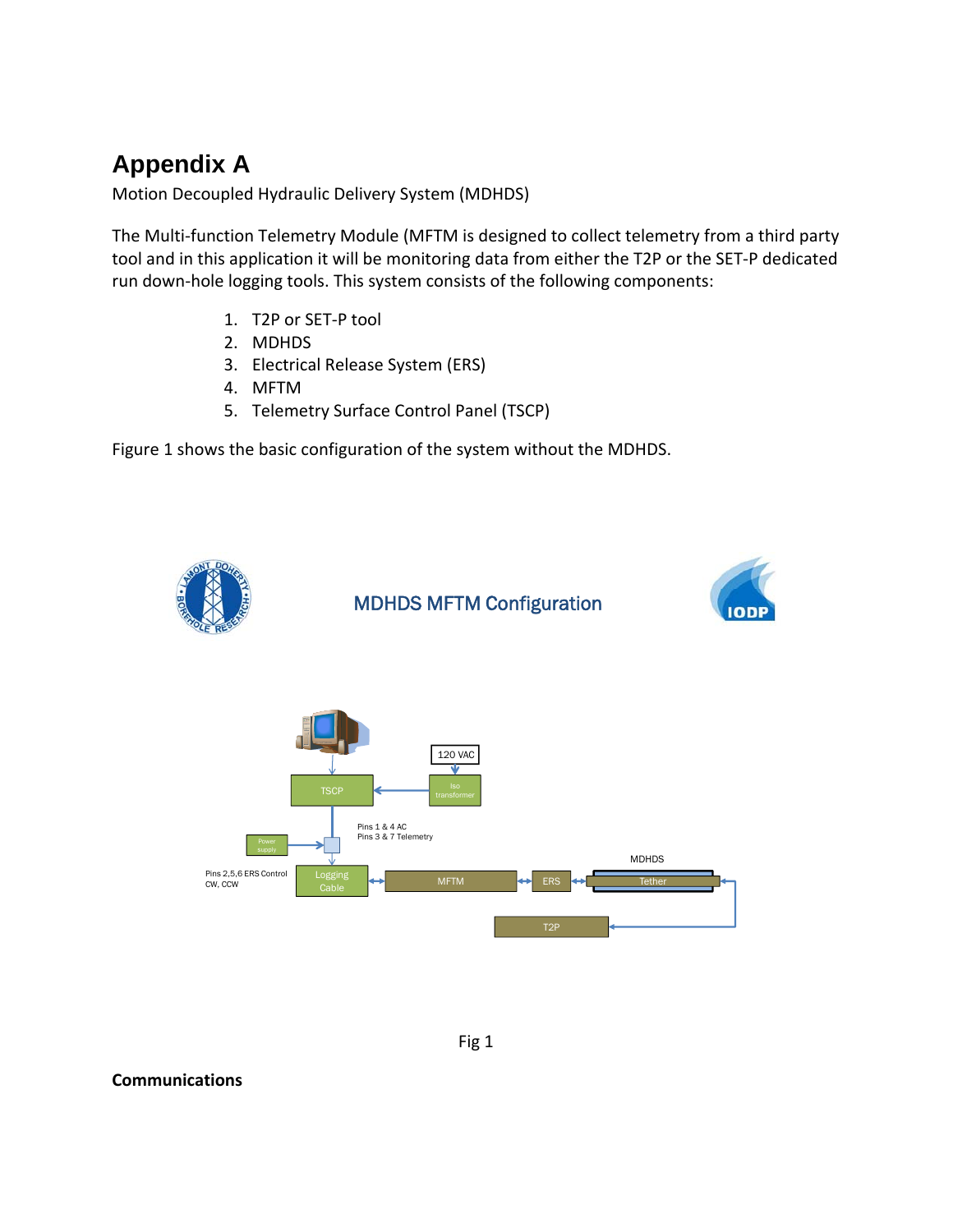# Appendix A

Motion Decoupled Hydraulic Delivery System (MDHDS)

The Multi-function Telemetry Module (MFTM is designed to collect telemetry from a third party tool and in this application it will be monitoring data from either the T2P or the SET-P dedicated run down-hole logging tools. This system consists of the following components:

1. T2P or SET-P tool
2. MDHDS
3. Electrical Release System (ERS)
4. MFTM
5. Telemetry Surface Control Panel (TSCP)

Figure 1 shows the basic configuration of the system without the MDHDS.

MDHDS MFTM Configuration

120 VAC

TSCP

Iso transformer

Pins 1 & 4 AC
Pins 3 & 7 Telemetry

Power supply

MDHDS

Pins 2,5,6 ERS Control
CW, CCW

Logging Cable

MFTM

ERS

Tether

T2P

Fig 1

**Communications**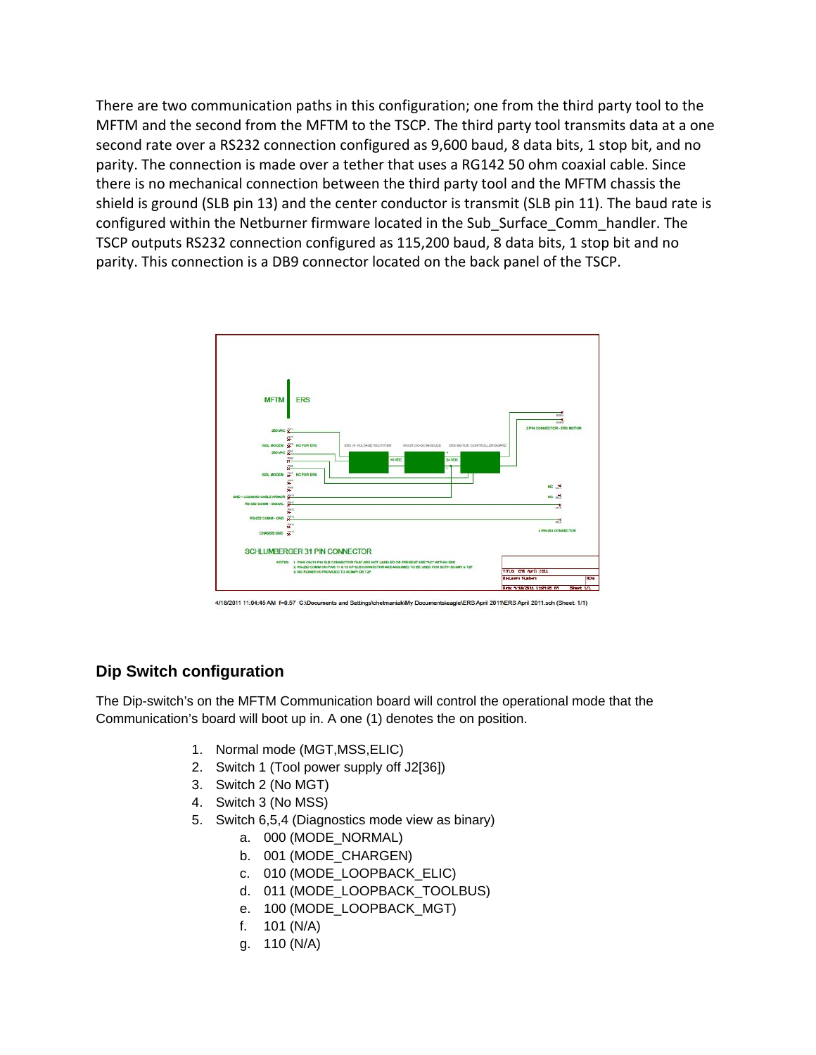There are two communication paths in this configuration; one from the third party tool to the MFTM and the second from the MFTM to the TSCP. The third party tool transmits data at a one second rate over a RS232 connection configured as 9,600 baud, 8 data bits, 1 stop bit, and no parity. The connection is made over a tether that uses a RG142 50 ohm coaxial cable. Since there is no mechanical connection between the third party tool and the MFTM chassis the shield is ground (SLB pin 13) and the center conductor is transmit (SLB pin 11). The baud rate is configured within the Netburner firmware located in the Sub_Surface_Comm_handler. The TSCP outputs RS232 connection configured as 115,200 baud, 8 data bits, 1 stop bit and no parity. This connection is a DB9 connector located on the back panel of the TSCP.

4/18/2011 11:04:45 AM f=0.57 C:\Documents and Settings\chetmaniak\My Documents\eagle\ERS April 2011\ERS April 2011.sch (Sheet: 1/1)

## Dip Switch configuration

The Dip-switch's on the MFTM Communication board will control the operational mode that the Communication's board will boot up in. A one (1) denotes the on position.

1. Normal mode (MGT,MSS,ELIC)
2. Switch 1 (Tool power supply off J2[36])
3. Switch 2 (No MGT)
4. Switch 3 (No MSS)
5. Switch 6,5,4 (Diagnostics mode view as binary)
   a. 000 (MODE_NORMAL)
   b. 001 (MODE_CHARGEN)
   c. 010 (MODE_LOOPBACK_ELIC)
   d. 011 (MODE_LOOPBACK_TOOLBUS)
   e. 100 (MODE_LOOPBACK_MGT)
   f. 101 (N/A)
   g. 110 (N/A)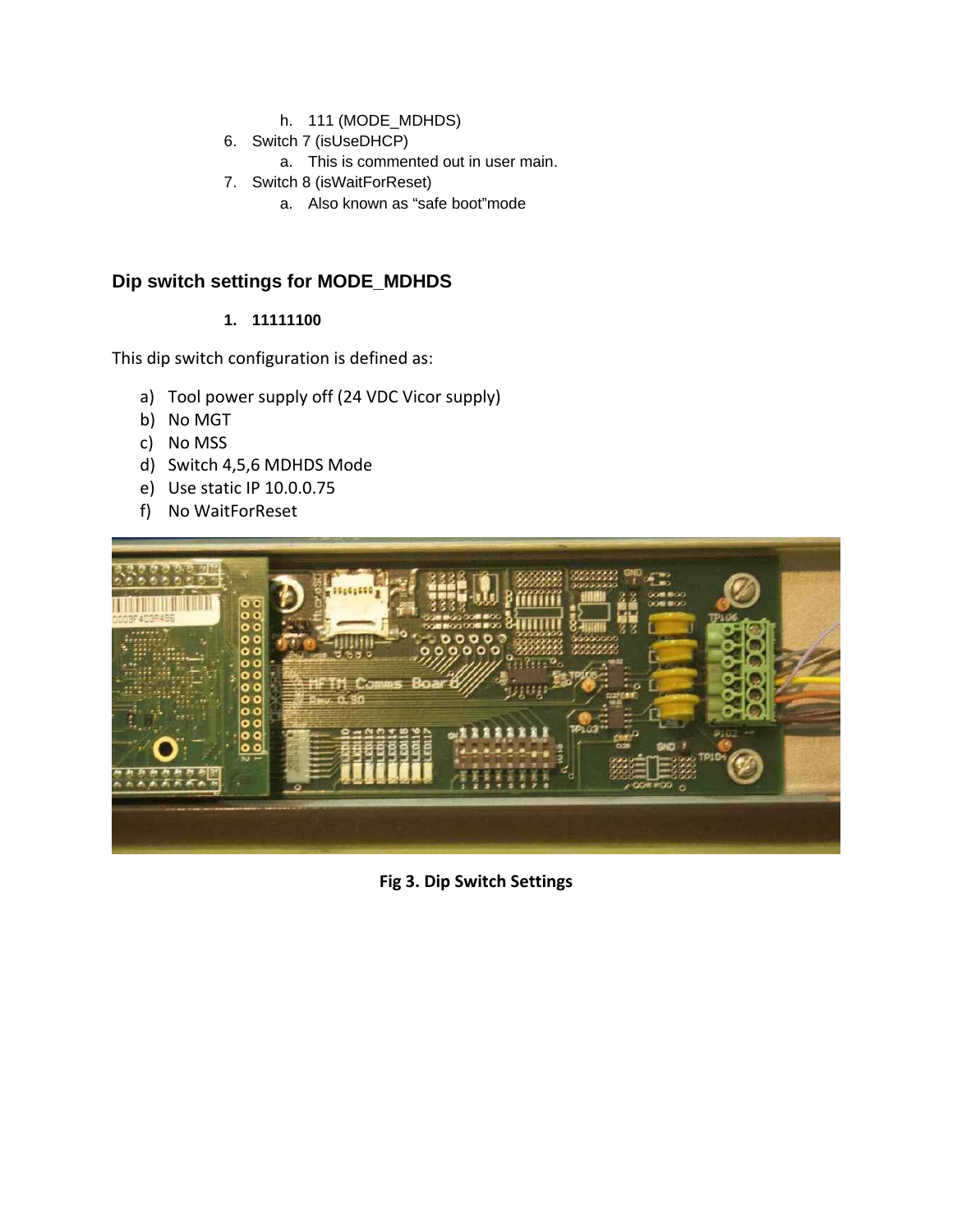h. 111 (MODE_MDHDS)

6. Switch 7 (isUseDHCP)
   a. This is commented out in user main.
7. Switch 8 (isWaitForReset)
   a. Also known as “safe boot”mode

## Dip switch settings for MODE_MDHDS

1. **11111100**

This dip switch configuration is defined as:

a) Tool power supply off (24 VDC Vicor supply)
b) No MGT
c) No MSS
d) Switch 4,5,6 MDHDS Mode
e) Use static IP 10.0.0.75
f) No WaitForReset

**Fig 3. Dip Switch Settings**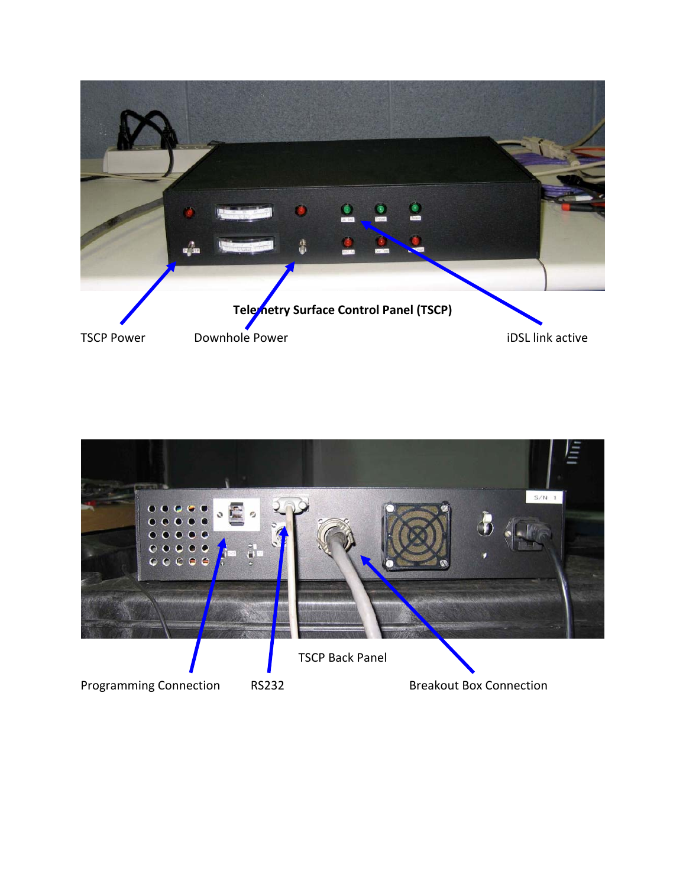**Telemetry Surface Control Panel (TSCP)**

TSCP Power

Downhole Power

iDSL link active

TSCP Back Panel

Programming Connection

RS232

Breakout Box Connection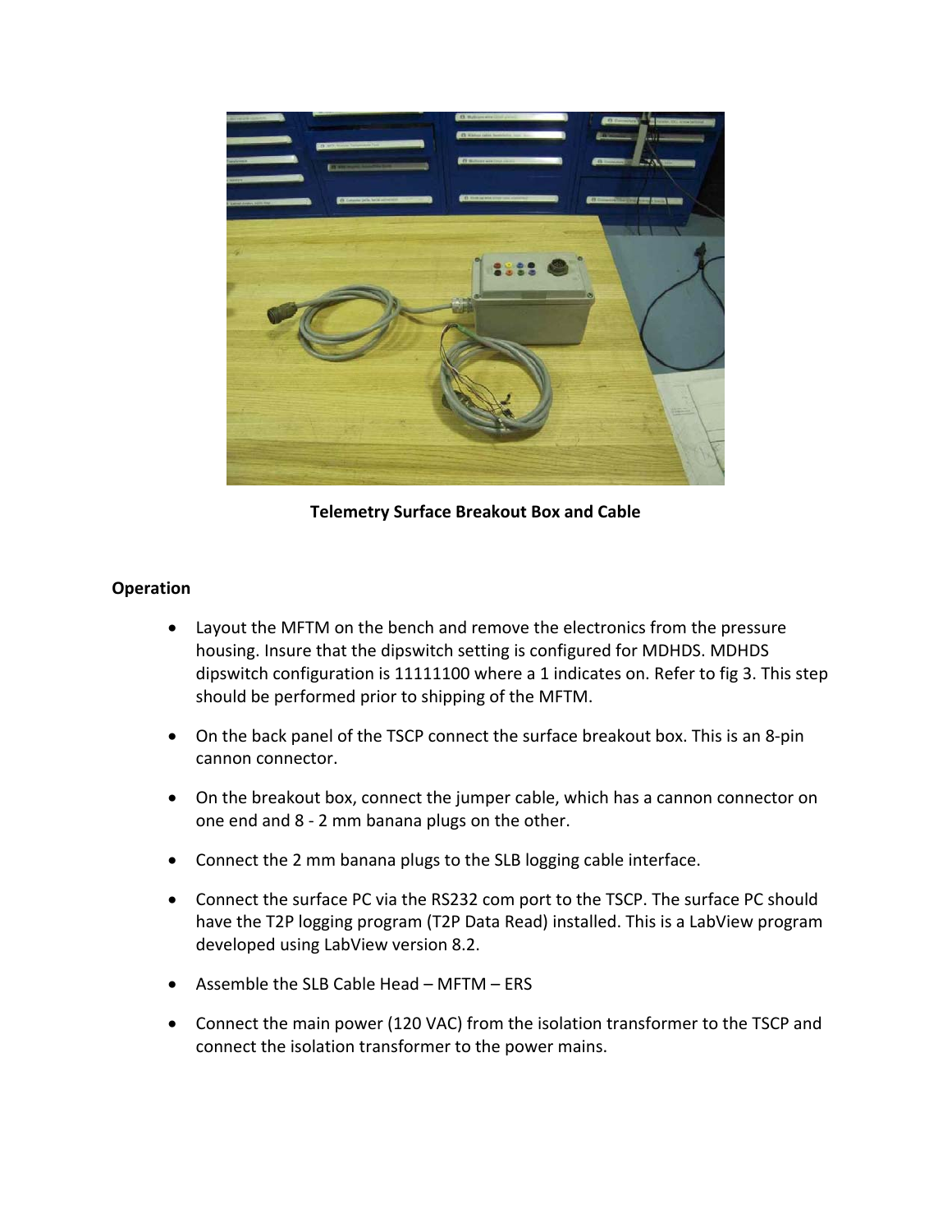**Telemetry Surface Breakout Box and Cable**

**Operation**

- Layout the MFTM on the bench and remove the electronics from the pressure housing. Insure that the dipswitch setting is configured for MDHDS. MDHDS dipswitch configuration is 11111100 where a 1 indicates on. Refer to fig 3. This step should be performed prior to shipping of the MFTM.
- On the back panel of the TSCP connect the surface breakout box. This is an 8-pin cannon connector.
- On the breakout box, connect the jumper cable, which has a cannon connector on one end and 8 - 2 mm banana plugs on the other.
- Connect the 2 mm banana plugs to the SLB logging cable interface.
- Connect the surface PC via the RS232 com port to the TSCP. The surface PC should have the T2P logging program (T2P Data Read) installed. This is a LabView program developed using LabView version 8.2.
- Assemble the SLB Cable Head – MFTM – ERS
- Connect the main power (120 VAC) from the isolation transformer to the TSCP and connect the isolation transformer to the power mains.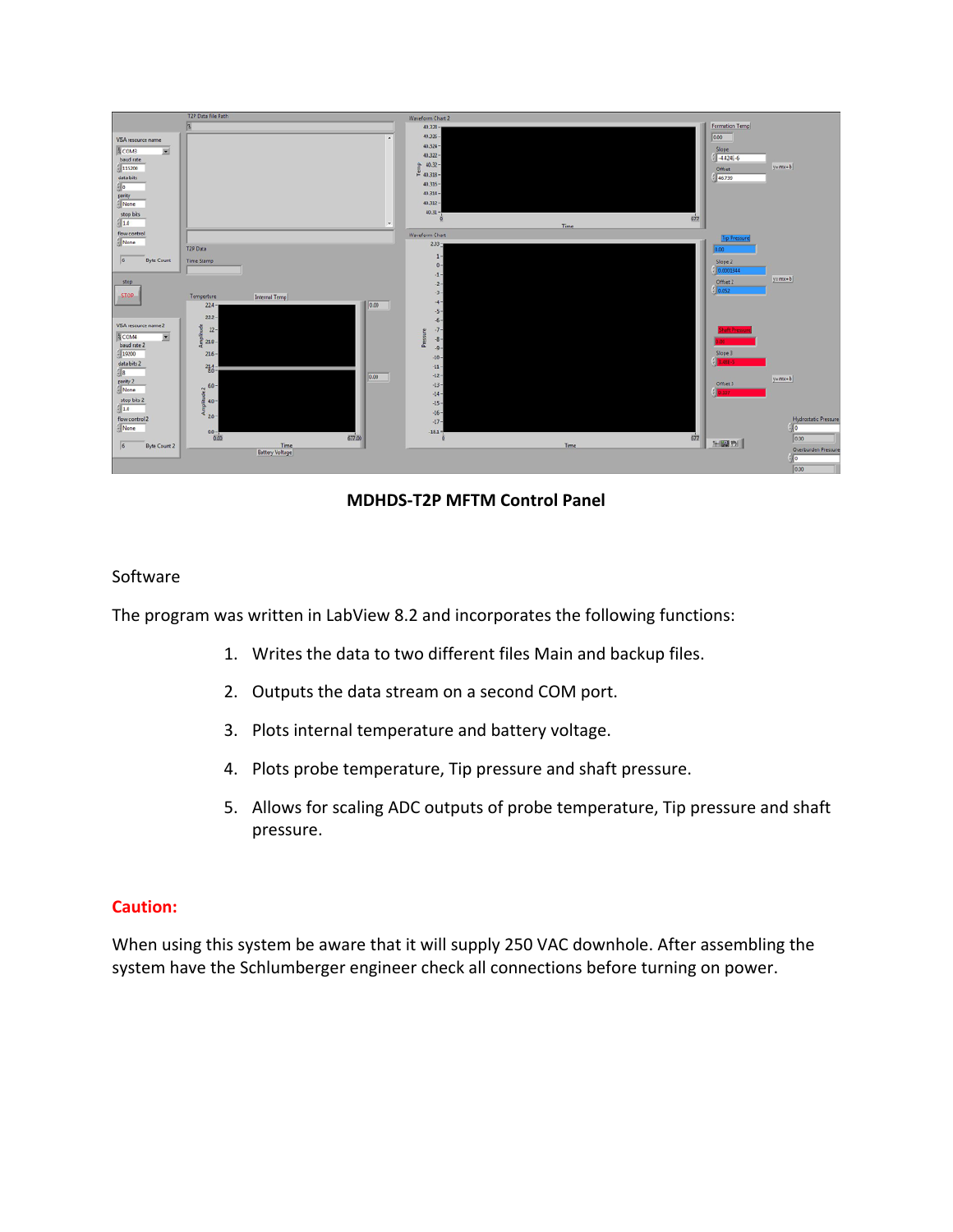**MDHDS-T2P MFTM Control Panel**

Software

The program was written in LabView 8.2 and incorporates the following functions:

1. Writes the data to two different files Main and backup files.
2. Outputs the data stream on a second COM port.
3. Plots internal temperature and battery voltage.
4. Plots probe temperature, Tip pressure and shaft pressure.
5. Allows for scaling ADC outputs of probe temperature, Tip pressure and shaft pressure.

**Caution:**

When using this system be aware that it will supply 250 VAC downhole. After assembling the system have the Schlumberger engineer check all connections before turning on power.